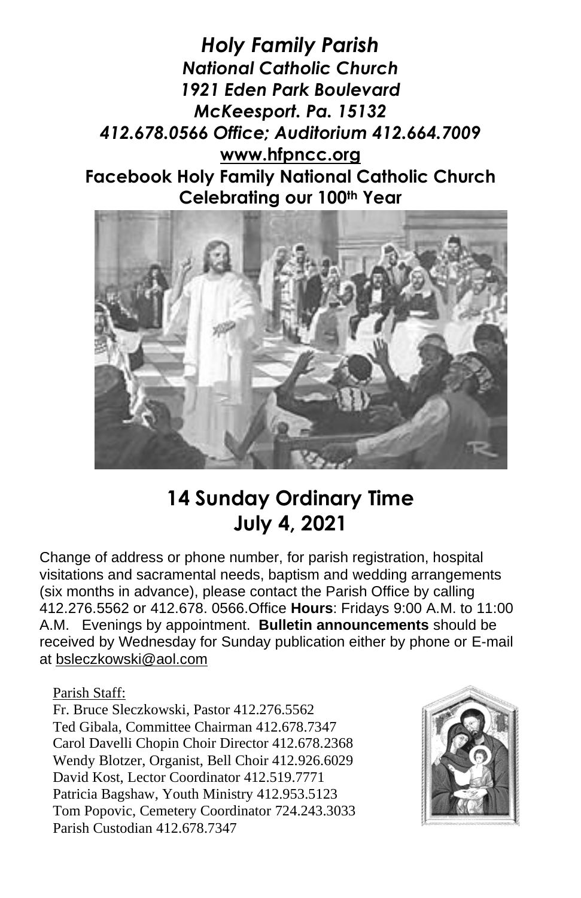# *Holy Family Parish*
## *National Catholic Church*
### *1921 Eden Park Boulevard*
### *McKeesport. Pa. 15132*
### *412.678.0566 Office; Auditorium 412.664.7009*

**www.hfpncc.org**

**Facebook Holy Family National Catholic Church**

**Celebrating our 100th Year**

## 14 Sunday Ordinary Time
## July 4, 2021

Change of address or phone number, for parish registration, hospital visitations and sacramental needs, baptism and wedding arrangements (six months in advance), please contact the Parish Office by calling 412.276.5562 or 412.678. 0566.Office **Hours**: Fridays 9:00 A.M. to 11:00 A.M. Evenings by appointment. **Bulletin announcements** should be received by Wednesday for Sunday publication either by phone or E-mail at bsleczkowski@aol.com

Parish Staff:

Fr. Bruce Sleczkowski, Pastor 412.276.5562
Ted Gibala, Committee Chairman 412.678.7347
Carol Davelli Chopin Choir Director 412.678.2368
Wendy Blotzer, Organist, Bell Choir 412.926.6029
David Kost, Lector Coordinator 412.519.7771
Patricia Bagshaw, Youth Ministry 412.953.5123
Tom Popovic, Cemetery Coordinator 724.243.3033
Parish Custodian 412.678.7347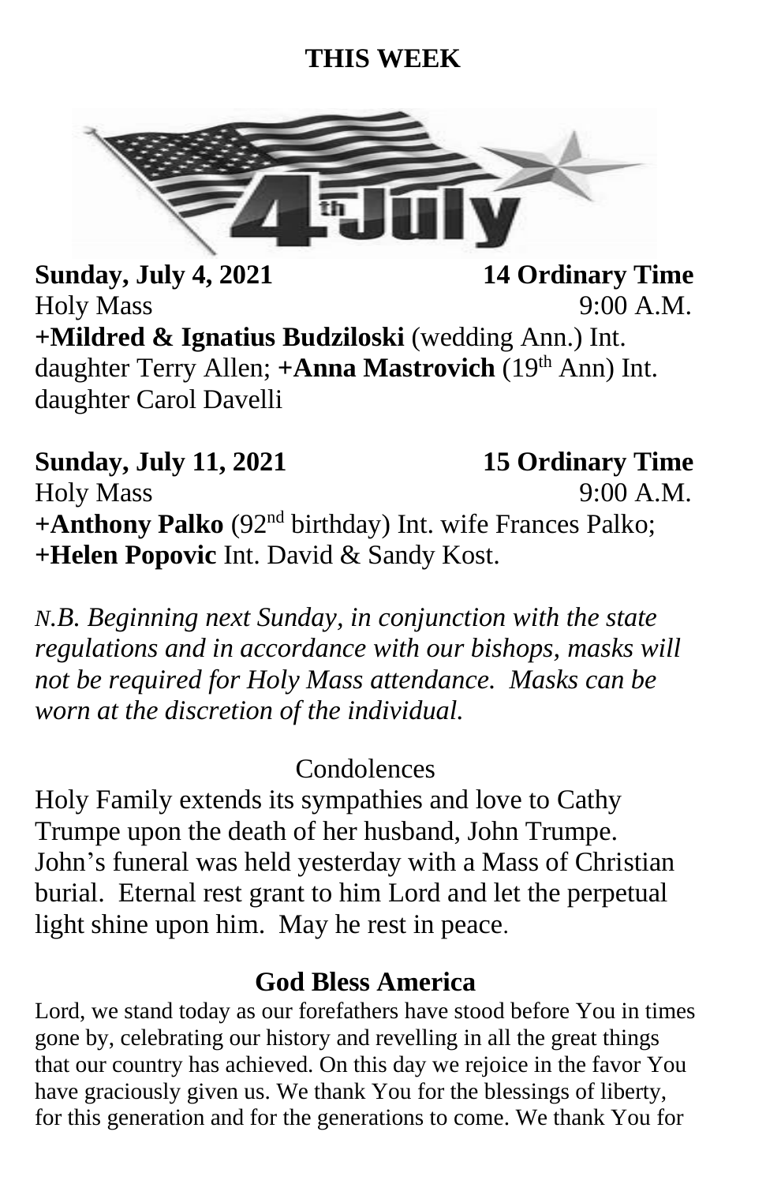# THIS WEEK

**Sunday, July 4, 2021** **14 Ordinary Time**
Holy Mass 9:00 A.M.
**+Mildred & Ignatius Budziloski** (wedding Ann.) Int. daughter Terry Allen; **+Anna Mastrovich** (19th Ann) Int. daughter Carol Davelli

**Sunday, July 11, 2021** **15 Ordinary Time**
Holy Mass 9:00 A.M.
**+Anthony Palko** (92nd birthday) Int. wife Frances Palko; **+Helen Popovic** Int. David & Sandy Kost.

*N.B. Beginning next Sunday, in conjunction with the state regulations and in accordance with our bishops, masks will not be required for Holy Mass attendance. Masks can be worn at the discretion of the individual.*

Condolences

Holy Family extends its sympathies and love to Cathy Trumpe upon the death of her husband, John Trumpe. John's funeral was held yesterday with a Mass of Christian burial. Eternal rest grant to him Lord and let the perpetual light shine upon him. May he rest in peace.

## God Bless America

Lord, we stand today as our forefathers have stood before You in times gone by, celebrating our history and revelling in all the great things that our country has achieved. On this day we rejoice in the favor You have graciously given us. We thank You for the blessings of liberty, for this generation and for the generations to come. We thank You for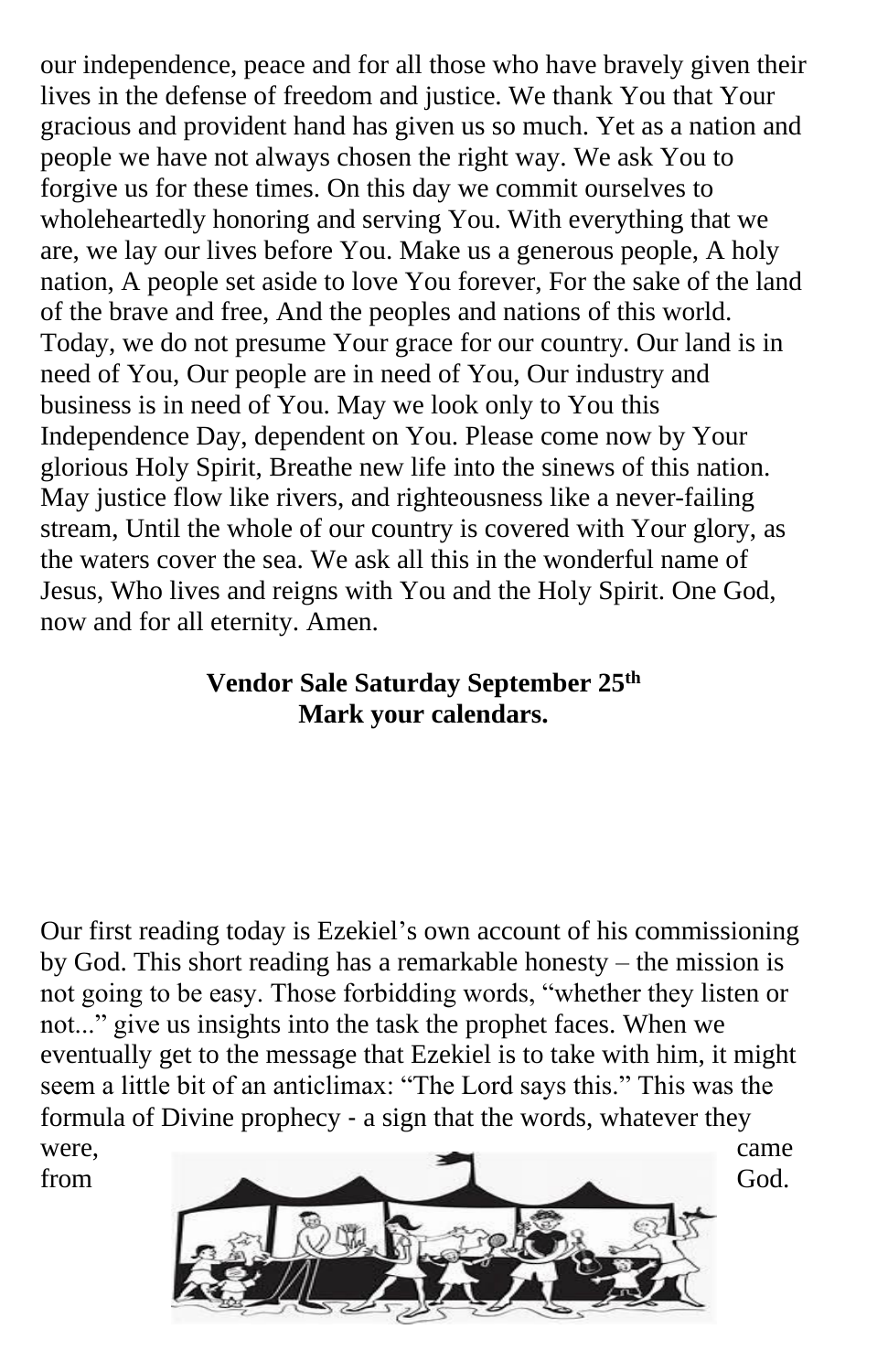our independence, peace and for all those who have bravely given their lives in the defense of freedom and justice. We thank You that Your gracious and provident hand has given us so much. Yet as a nation and people we have not always chosen the right way. We ask You to forgive us for these times. On this day we commit ourselves to wholeheartedly honoring and serving You. With everything that we are, we lay our lives before You. Make us a generous people, A holy nation, A people set aside to love You forever, For the sake of the land of the brave and free, And the peoples and nations of this world. Today, we do not presume Your grace for our country. Our land is in need of You, Our people are in need of You, Our industry and business is in need of You. May we look only to You this Independence Day, dependent on You. Please come now by Your glorious Holy Spirit, Breathe new life into the sinews of this nation. May justice flow like rivers, and righteousness like a never-failing stream, Until the whole of our country is covered with Your glory, as the waters cover the sea. We ask all this in the wonderful name of Jesus, Who lives and reigns with You and the Holy Spirit. One God, now and for all eternity. Amen.

**Vendor Sale Saturday September 25th**
**Mark your calendars.**

Our first reading today is Ezekiel's own account of his commissioning by God. This short reading has a remarkable honesty – the mission is not going to be easy. Those forbidding words, "whether they listen or not..." give us insights into the task the prophet faces. When we eventually get to the message that Ezekiel is to take with him, it might seem a little bit of an anticlimax: "The Lord says this." This was the formula of Divine prophecy - a sign that the words, whatever they were, came from God.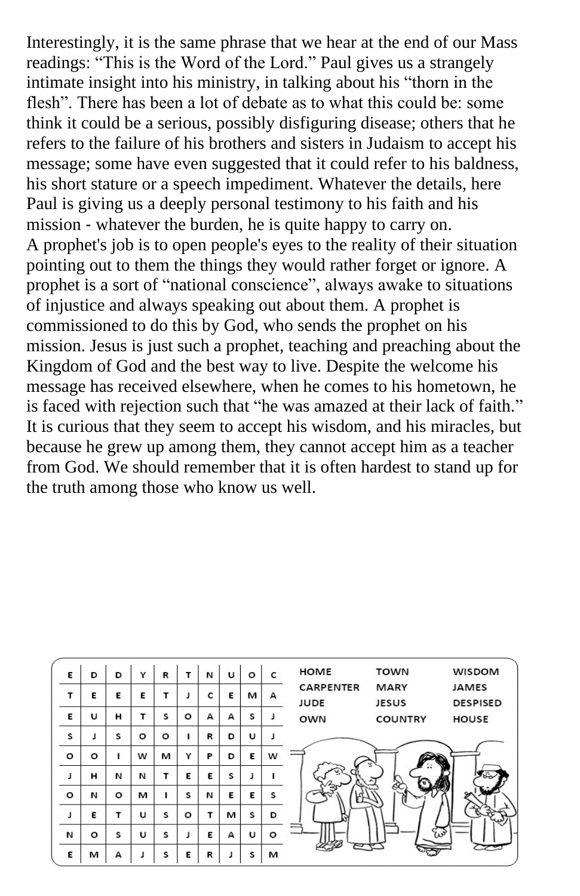Interestingly, it is the same phrase that we hear at the end of our Mass readings: “This is the Word of the Lord.” Paul gives us a strangely intimate insight into his ministry, in talking about his “thorn in the flesh”. There has been a lot of debate as to what this could be: some think it could be a serious, possibly disfiguring disease; others that he refers to the failure of his brothers and sisters in Judaism to accept his message; some have even suggested that it could refer to his baldness, his short stature or a speech impediment. Whatever the details, here Paul is giving us a deeply personal testimony to his faith and his mission - whatever the burden, he is quite happy to carry on.

A prophet's job is to open people's eyes to the reality of their situation pointing out to them the things they would rather forget or ignore. A prophet is a sort of “national conscience”, always awake to situations of injustice and always speaking out about them. A prophet is commissioned to do this by God, who sends the prophet on his mission. Jesus is just such a prophet, teaching and preaching about the Kingdom of God and the best way to live. Despite the welcome his message has received elsewhere, when he comes to his hometown, he is faced with rejection such that “he was amazed at their lack of faith.” It is curious that they seem to accept his wisdom, and his miracles, but because he grew up among them, they cannot accept him as a teacher from God. We should remember that it is often hardest to stand up for the truth among those who know us well.

| | | | | | | | | | |
|---|---|---|---|---|---|---|---|---|---|
| E | D | D | Y | R | T | N | U | O | C |
| T | E | E | E | T | J | C | E | M | A |
| E | U | H | T | S | O | A | A | S | J |
| S | J | S | O | O | I | R | D | U | J |
| O | O | I | W | M | Y | P | D | E | W |
| J | H | N | N | T | E | E | S | J | I |
| O | N | O | M | I | S | N | E | E | S |
| J | E | T | U | S | O | T | M | S | D |
| N | O | S | U | S | J | E | A | U | O |
| E | M | A | J | S | E | R | J | S | M |

| | | |
|---|---|---|
| HOME | TOWN | WISDOM |
| CARPENTER | MARY | JAMES |
| JUDE | JESUS | DESPISED |
| OWN | COUNTRY | HOUSE |